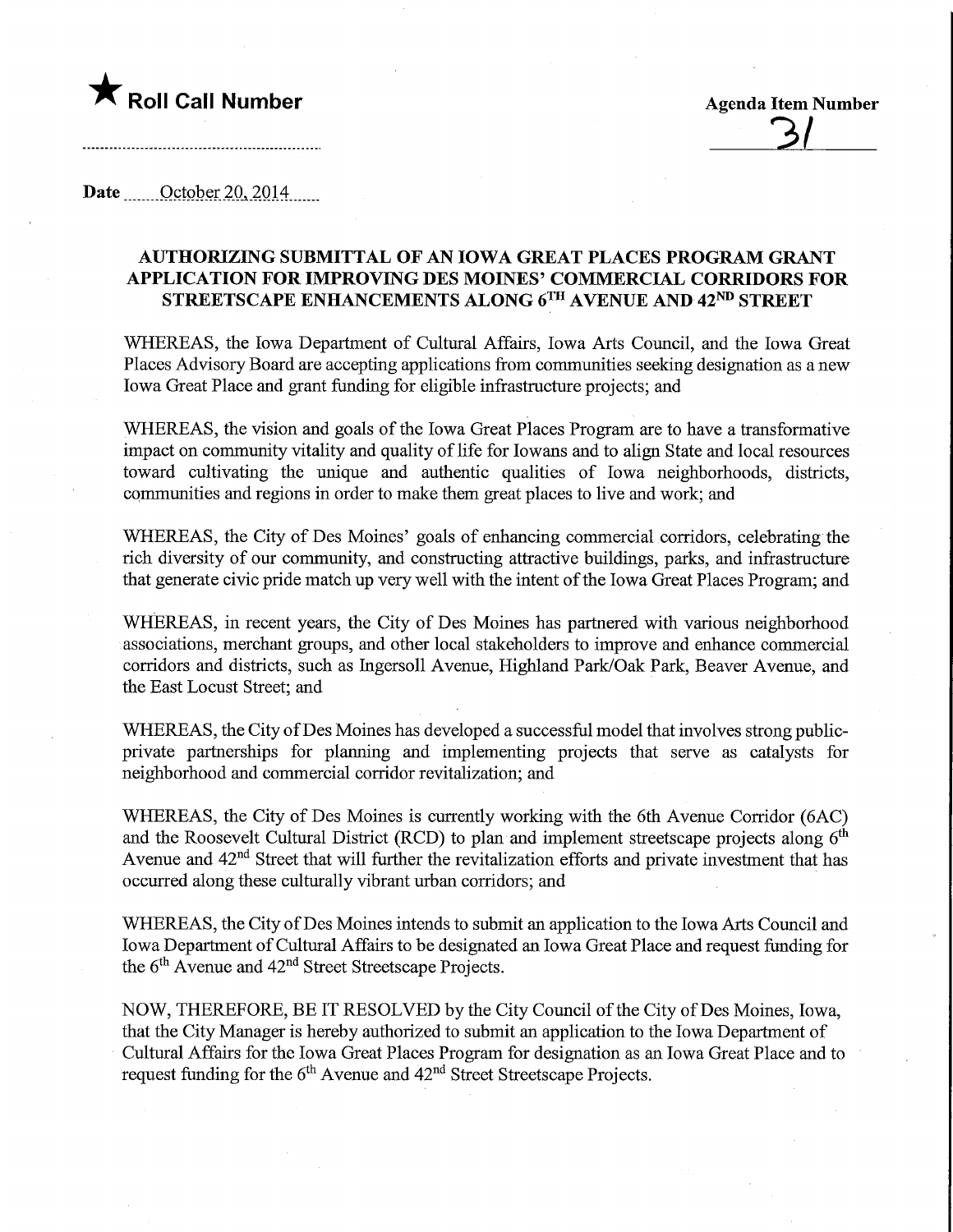★ **Roll Call Number**

**Agenda Item Number**
31

**Date** October 20, 2014

## AUTHORIZING SUBMITTAL OF AN IOWA GREAT PLACES PROGRAM GRANT APPLICATION FOR IMPROVING DES MOINES' COMMERCIAL CORRIDORS FOR STREETSCAPE ENHANCEMENTS ALONG 6TH AVENUE AND 42ND STREET

WHEREAS, the Iowa Department of Cultural Affairs, Iowa Arts Council, and the Iowa Great Places Advisory Board are accepting applications from communities seeking designation as a new Iowa Great Place and grant funding for eligible infrastructure projects; and

WHEREAS, the vision and goals of the Iowa Great Places Program are to have a transformative impact on community vitality and quality of life for Iowans and to align State and local resources toward cultivating the unique and authentic qualities of Iowa neighborhoods, districts, communities and regions in order to make them great places to live and work; and

WHEREAS, the City of Des Moines' goals of enhancing commercial corridors, celebrating the rich diversity of our community, and constructing attractive buildings, parks, and infrastructure that generate civic pride match up very well with the intent of the Iowa Great Places Program; and

WHEREAS, in recent years, the City of Des Moines has partnered with various neighborhood associations, merchant groups, and other local stakeholders to improve and enhance commercial corridors and districts, such as Ingersoll Avenue, Highland Park/Oak Park, Beaver Avenue, and the East Locust Street; and

WHEREAS, the City of Des Moines has developed a successful model that involves strong public-private partnerships for planning and implementing projects that serve as catalysts for neighborhood and commercial corridor revitalization; and

WHEREAS, the City of Des Moines is currently working with the 6th Avenue Corridor (6AC) and the Roosevelt Cultural District (RCD) to plan and implement streetscape projects along 6th Avenue and 42nd Street that will further the revitalization efforts and private investment that has occurred along these culturally vibrant urban corridors; and

WHEREAS, the City of Des Moines intends to submit an application to the Iowa Arts Council and Iowa Department of Cultural Affairs to be designated an Iowa Great Place and request funding for the 6th Avenue and 42nd Street Streetscape Projects.

NOW, THEREFORE, BE IT RESOLVED by the City Council of the City of Des Moines, Iowa, that the City Manager is hereby authorized to submit an application to the Iowa Department of Cultural Affairs for the Iowa Great Places Program for designation as an Iowa Great Place and to request funding for the 6th Avenue and 42nd Street Streetscape Projects.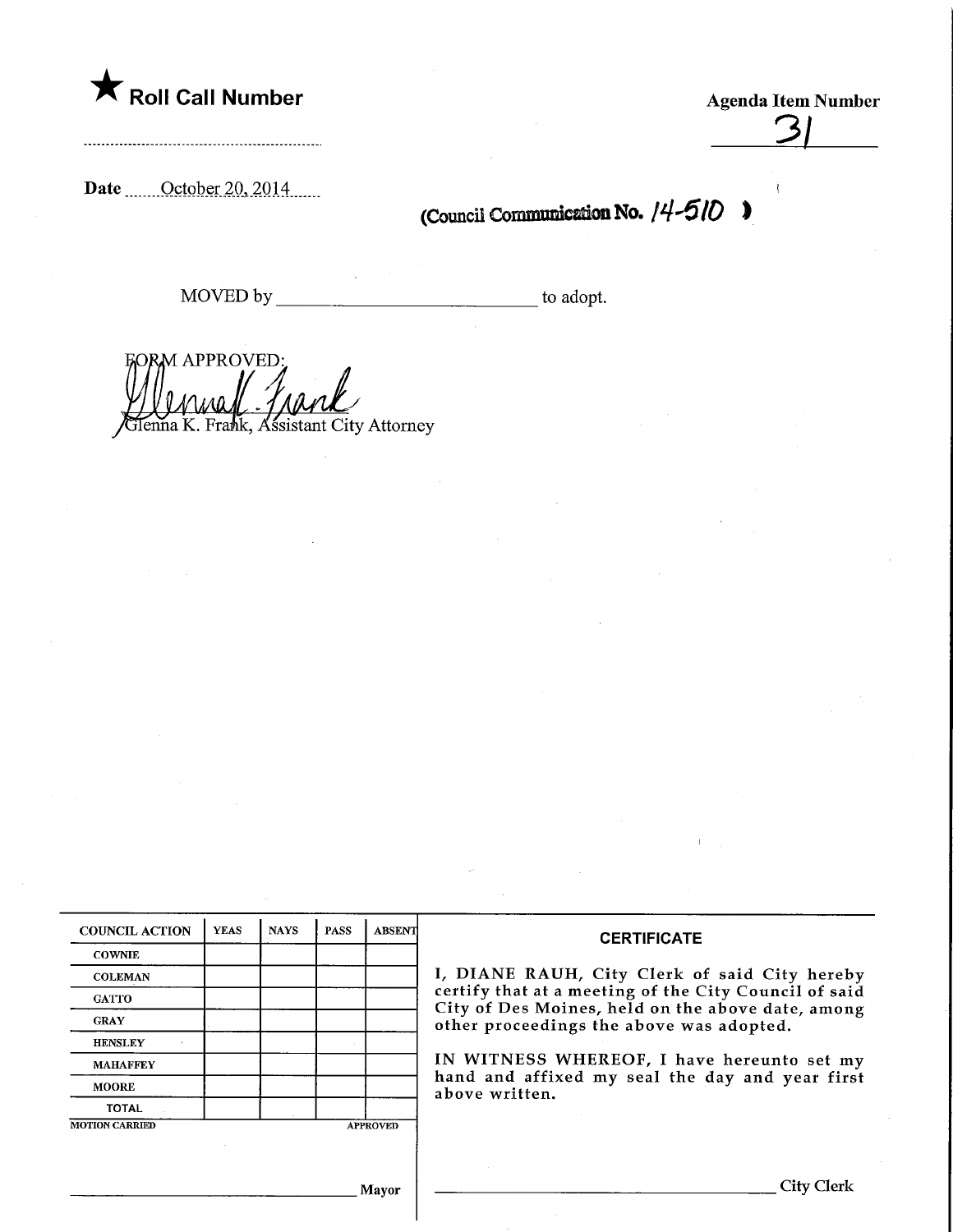★ **Roll Call Number**

..........................................................

**Agenda Item Number**

31

**Date** October 20, 2014

**(Council Communication No. 14-510)**

MOVED by ______________________ to adopt.

FORM APPROVED:

Glenna K. Frank, Assistant City Attorney

| COUNCIL ACTION | YEAS | NAYS | PASS | ABSENT |
|---|---|---|---|---|
| COWNIE | | | | |
| COLEMAN | | | | |
| GATTO | | | | |
| GRAY | | | | |
| HENSLEY | | | | |
| MAHAFFEY | | | | |
| MOORE | | | | |
| TOTAL | | | | |

MOTION CARRIED APPROVED

______________________ Mayor

**CERTIFICATE**

I, DIANE RAUH, City Clerk of said City hereby certify that at a meeting of the City Council of said City of Des Moines, held on the above date, among other proceedings the above was adopted.

IN WITNESS WHEREOF, I have hereunto set my hand and affixed my seal the day and year first above written.

______________________ City Clerk